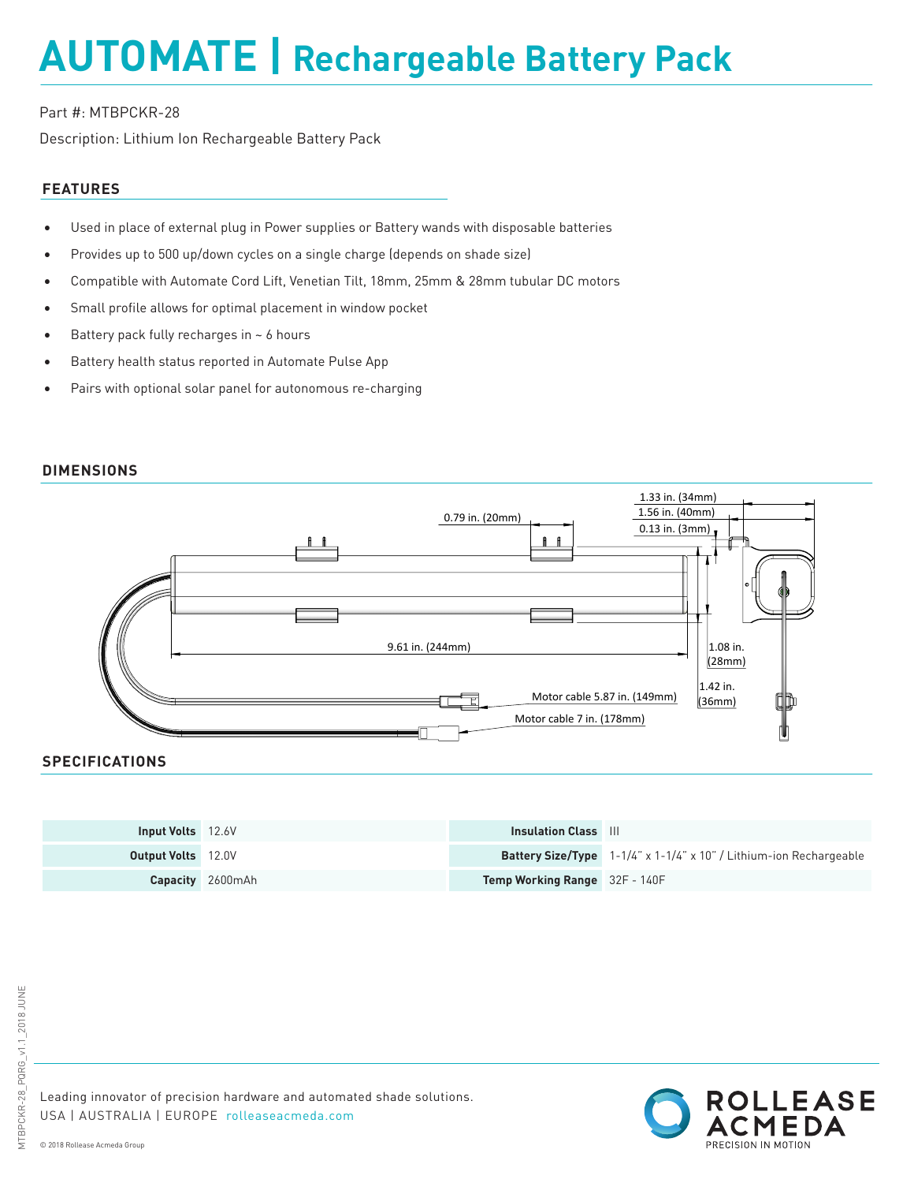# AUTOMATE | Rechargeable Battery Pack

Part #: MTBPCKR-28

Description: Lithium Ion Rechargeable Battery Pack

## FEATURES

- Used in place of external plug in Power supplies or Battery wands with disposable batteries
- Provides up to 500 up/down cycles on a single charge (depends on shade size)
- Compatible with Automate Cord Lift, Venetian Tilt, 18mm, 25mm & 28mm tubular DC motors
- Small profile allows for optimal placement in window pocket
- Battery pack fully recharges in ~ 6 hours
- Battery health status reported in Automate Pulse App
- Pairs with optional solar panel for autonomous re-charging

## DIMENSIONS

1.33 in. (34mm)

1.56 in. (40mm)

0.13 in. (3mm)

0.79 in. (20mm)

9.61 in. (244mm)

1.08 in. (28mm)

1.42 in. (36mm)

Motor cable 5.87 in. (149mm)

Motor cable 7 in. (178mm)

## SPECIFICATIONS

| | | | |
|---|---|---|---|
| **Input Volts** | 12.6V | **Insulation Class** | III |
| **Output Volts** | 12.0V | **Battery Size/Type** | 1-1/4" x 1-1/4" x 10" / Lithium-ion Rechargeable |
| **Capacity** | 2600mAh | **Temp Working Range** | 32F - 140F |

Leading innovator of precision hardware and automated shade solutions.

USA | AUSTRALIA | EUROPE rolleaseacmeda.com

© 2018 Rollease Acmeda Group

ROLLEASE ACMEDA PRECISION IN MOTION

MTBPCKR-28_PQRG_v1.1_2018 JUNE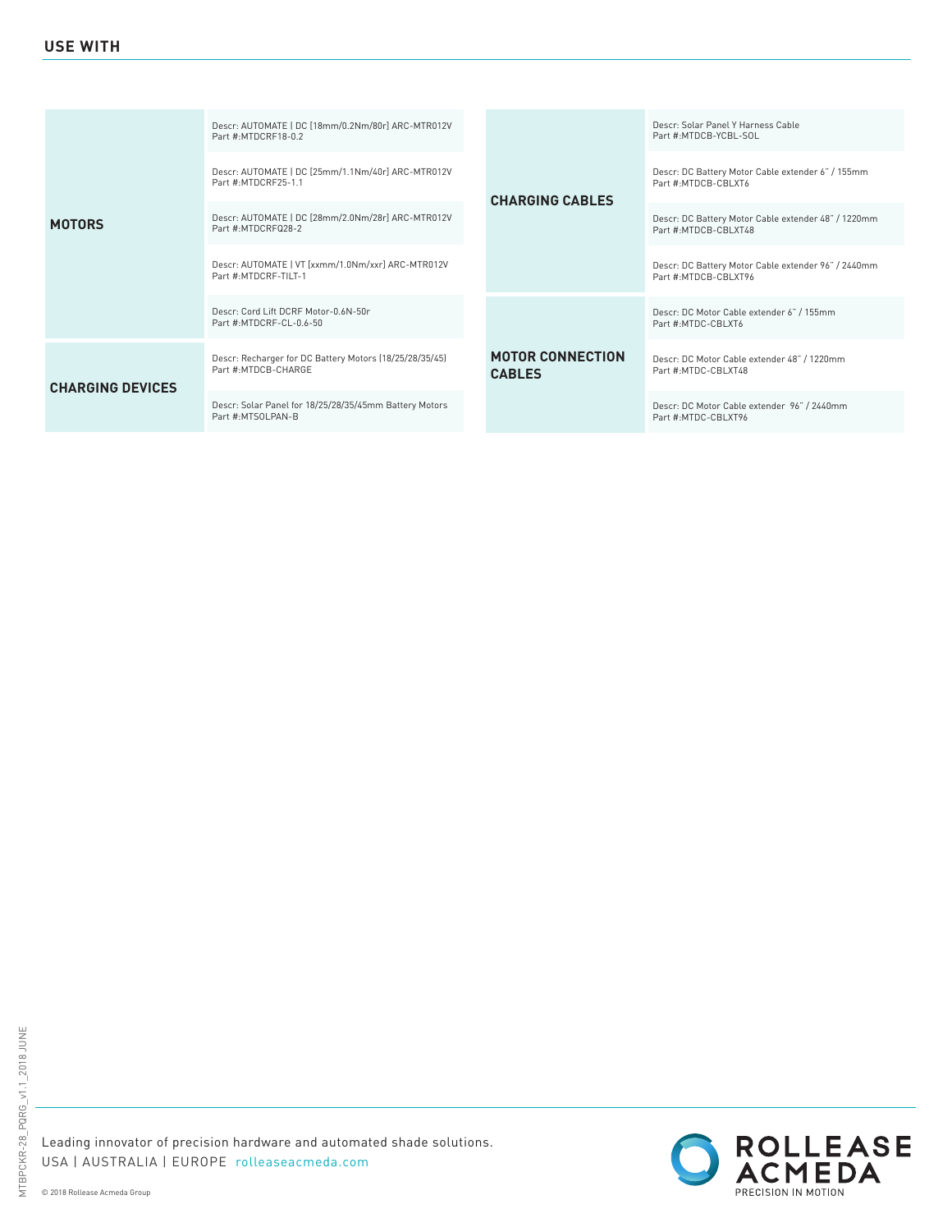## USE WITH

| | |
|---|---|
| **MOTORS** | Descr: AUTOMATE \| DC [18mm/0.2Nm/80r] ARC-MTR012V<br>Part #:MTDCRF18-0.2 |
| | Descr: AUTOMATE \| DC [25mm/1.1Nm/40r] ARC-MTR012V<br>Part #:MTDCRF25-1.1 |
| | Descr: AUTOMATE \| DC [28mm/2.0Nm/28r] ARC-MTR012V<br>Part #:MTDCRFQ28-2 |
| | Descr: AUTOMATE \| VT [xxmm/1.0Nm/xxr] ARC-MTR012V<br>Part #:MTDCRF-TILT-1 |
| | Descr: Cord Lift DCRF Motor-0.6N-50r<br>Part #:MTDCRF-CL-0.6-50 |
| **CHARGING DEVICES** | Descr: Recharger for DC Battery Motors (18/25/28/35/45)<br>Part #:MTDCB-CHARGE |
| | Descr: Solar Panel for 18/25/28/35/45mm Battery Motors<br>Part #:MTSOLPAN-B |

| | |
|---|---|
| **CHARGING CABLES** | Descr: Solar Panel Y Harness Cable<br>Part #:MTDCB-YCBL-SOL |
| | Descr: DC Battery Motor Cable extender 6" / 155mm<br>Part #:MTDCB-CBLXT6 |
| | Descr: DC Battery Motor Cable extender 48" / 1220mm<br>Part #:MTDCB-CBLXT48 |
| | Descr: DC Battery Motor Cable extender 96" / 2440mm<br>Part #:MTDCB-CBLXT96 |
| **MOTOR CONNECTION CABLES** | Descr: DC Motor Cable extender 6" / 155mm<br>Part #:MTDC-CBLXT6 |
| | Descr: DC Motor Cable extender 48" / 1220mm<br>Part #:MTDC-CBLXT48 |
| | Descr: DC Motor Cable extender 96" / 2440mm<br>Part #:MTDC-CBLXT96 |

MTBPCKR-28_PQRG_v1.1_2018 JUNE

Leading innovator of precision hardware and automated shade solutions.
USA | AUSTRALIA | EUROPE rolleaseacmeda.com

ROLLEASE ACMEDA
PRECISION IN MOTION

© 2018 Rollease Acmeda Group